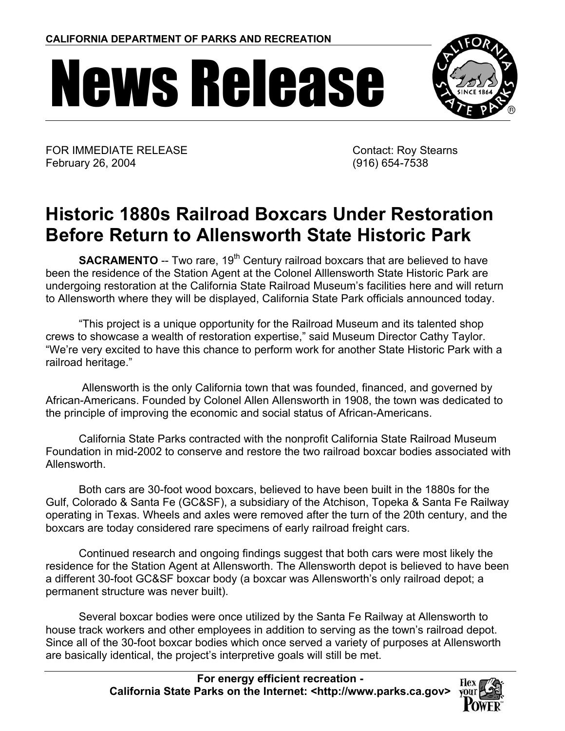**CALIFORNIA DEPARTMENT OF PARKS AND RECREATION**

# News Release

FOR IMMEDIATE RELEASE
February 26, 2004

Contact: Roy Stearns
(916) 654-7538

## Historic 1880s Railroad Boxcars Under Restoration Before Return to Allensworth State Historic Park

**SACRAMENTO** -- Two rare, 19th Century railroad boxcars that are believed to have been the residence of the Station Agent at the Colonel Alllensworth State Historic Park are undergoing restoration at the California State Railroad Museum's facilities here and will return to Allensworth where they will be displayed, California State Park officials announced today.

"This project is a unique opportunity for the Railroad Museum and its talented shop crews to showcase a wealth of restoration expertise," said Museum Director Cathy Taylor. "We're very excited to have this chance to perform work for another State Historic Park with a railroad heritage."

Allensworth is the only California town that was founded, financed, and governed by African-Americans. Founded by Colonel Allen Allensworth in 1908, the town was dedicated to the principle of improving the economic and social status of African-Americans.

California State Parks contracted with the nonprofit California State Railroad Museum Foundation in mid-2002 to conserve and restore the two railroad boxcar bodies associated with Allensworth.

Both cars are 30-foot wood boxcars, believed to have been built in the 1880s for the Gulf, Colorado & Santa Fe (GC&SF), a subsidiary of the Atchison, Topeka & Santa Fe Railway operating in Texas. Wheels and axles were removed after the turn of the 20th century, and the boxcars are today considered rare specimens of early railroad freight cars.

Continued research and ongoing findings suggest that both cars were most likely the residence for the Station Agent at Allensworth. The Allensworth depot is believed to have been a different 30-foot GC&SF boxcar body (a boxcar was Allensworth's only railroad depot; a permanent structure was never built).

Several boxcar bodies were once utilized by the Santa Fe Railway at Allensworth to house track workers and other employees in addition to serving as the town's railroad depot. Since all of the 30-foot boxcar bodies which once served a variety of purposes at Allensworth are basically identical, the project's interpretive goals will still be met.

**For energy efficient recreation - California State Parks on the Internet: <http://www.parks.ca.gov>**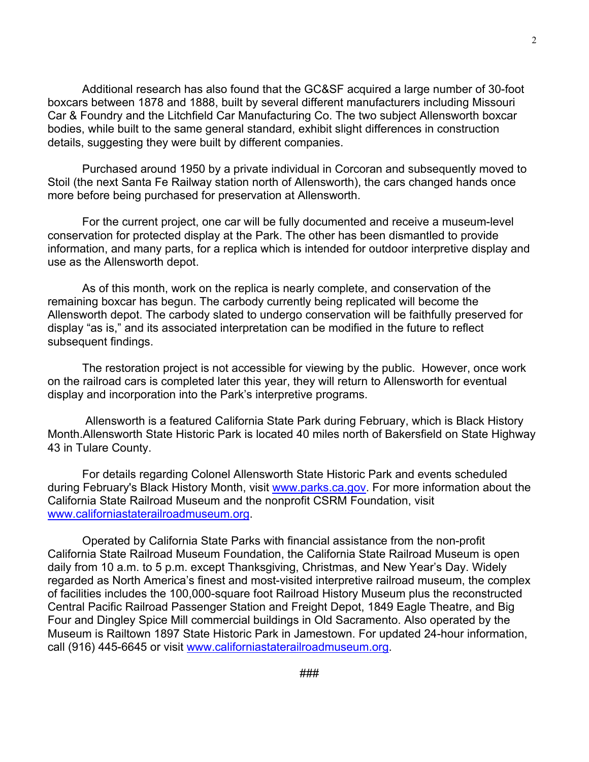Additional research has also found that the GC&SF acquired a large number of 30-foot boxcars between 1878 and 1888, built by several different manufacturers including Missouri Car & Foundry and the Litchfield Car Manufacturing Co. The two subject Allensworth boxcar bodies, while built to the same general standard, exhibit slight differences in construction details, suggesting they were built by different companies.

Purchased around 1950 by a private individual in Corcoran and subsequently moved to Stoil (the next Santa Fe Railway station north of Allensworth), the cars changed hands once more before being purchased for preservation at Allensworth.

For the current project, one car will be fully documented and receive a museum-level conservation for protected display at the Park. The other has been dismantled to provide information, and many parts, for a replica which is intended for outdoor interpretive display and use as the Allensworth depot.

As of this month, work on the replica is nearly complete, and conservation of the remaining boxcar has begun. The carbody currently being replicated will become the Allensworth depot. The carbody slated to undergo conservation will be faithfully preserved for display "as is," and its associated interpretation can be modified in the future to reflect subsequent findings.

The restoration project is not accessible for viewing by the public. However, once work on the railroad cars is completed later this year, they will return to Allensworth for eventual display and incorporation into the Park's interpretive programs.

Allensworth is a featured California State Park during February, which is Black History Month.Allensworth State Historic Park is located 40 miles north of Bakersfield on State Highway 43 in Tulare County.

For details regarding Colonel Allensworth State Historic Park and events scheduled during February's Black History Month, visit www.parks.ca.gov. For more information about the California State Railroad Museum and the nonprofit CSRM Foundation, visit www.californiastaterailroadmuseum.org.

Operated by California State Parks with financial assistance from the non-profit California State Railroad Museum Foundation, the California State Railroad Museum is open daily from 10 a.m. to 5 p.m. except Thanksgiving, Christmas, and New Year's Day. Widely regarded as North America's finest and most-visited interpretive railroad museum, the complex of facilities includes the 100,000-square foot Railroad History Museum plus the reconstructed Central Pacific Railroad Passenger Station and Freight Depot, 1849 Eagle Theatre, and Big Four and Dingley Spice Mill commercial buildings in Old Sacramento. Also operated by the Museum is Railtown 1897 State Historic Park in Jamestown. For updated 24-hour information, call (916) 445-6645 or visit www.californiastaterailroadmuseum.org.

###